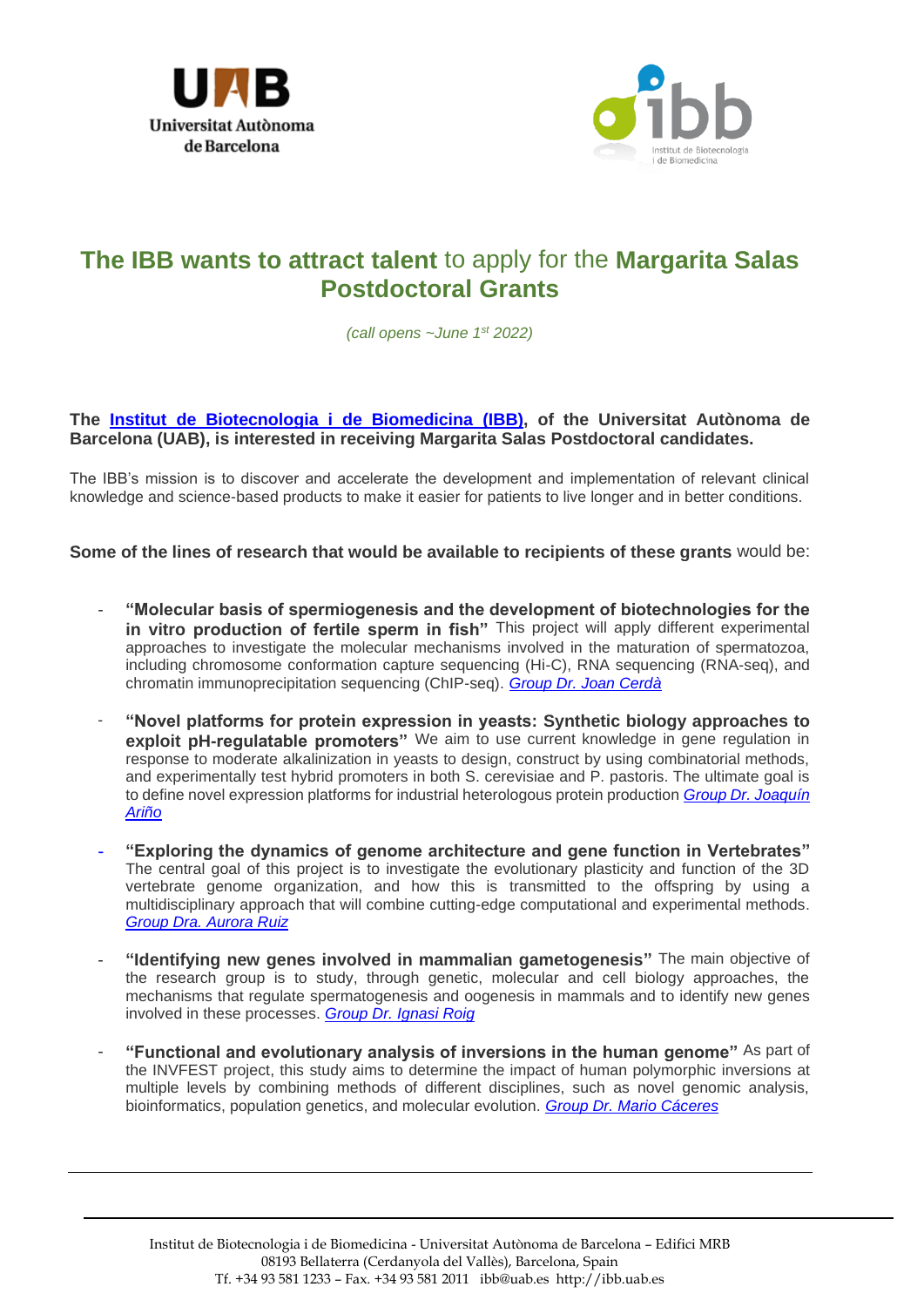# **The IBB wants to attract talent** to apply for the **Margarita Salas Postdoctoral Grants**

*(call opens ~June 1st 2022)*

**The Institut de Biotecnologia i de Biomedicina (IBB), of the Universitat Autònoma de Barcelona (UAB), is interested in receiving Margarita Salas Postdoctoral candidates.**

The IBB's mission is to discover and accelerate the development and implementation of relevant clinical knowledge and science-based products to make it easier for patients to live longer and in better conditions.

**Some of the lines of research that would be available to recipients of these grants** would be:

- **"Molecular basis of spermiogenesis and the development of biotechnologies for the in vitro production of fertile sperm in fish"** This project will apply different experimental approaches to investigate the molecular mechanisms involved in the maturation of spermatozoa, including chromosome conformation capture sequencing (Hi-C), RNA sequencing (RNA-seq), and chromatin immunoprecipitation sequencing (ChIP-seq). *Group Dr. Joan Cerdà*

- **"Novel platforms for protein expression in yeasts: Synthetic biology approaches to exploit pH-regulatable promoters"** We aim to use current knowledge in gene regulation in response to moderate alkalinization in yeasts to design, construct by using combinatorial methods, and experimentally test hybrid promoters in both S. cerevisiae and P. pastoris. The ultimate goal is to define novel expression platforms for industrial heterologous protein production *Group Dr. Joaquín Ariño*

- **"Exploring the dynamics of genome architecture and gene function in Vertebrates"** The central goal of this project is to investigate the evolutionary plasticity and function of the 3D vertebrate genome organization, and how this is transmitted to the offspring by using a multidisciplinary approach that will combine cutting-edge computational and experimental methods. *Group Dra. Aurora Ruiz*

- **"Identifying new genes involved in mammalian gametogenesis"** The main objective of the research group is to study, through genetic, molecular and cell biology approaches, the mechanisms that regulate spermatogenesis and oogenesis in mammals and to identify new genes involved in these processes. *Group Dr. Ignasi Roig*

- **"Functional and evolutionary analysis of inversions in the human genome"** As part of the INVFEST project, this study aims to determine the impact of human polymorphic inversions at multiple levels by combining methods of different disciplines, such as novel genomic analysis, bioinformatics, population genetics, and molecular evolution. *Group Dr. Mario Cáceres*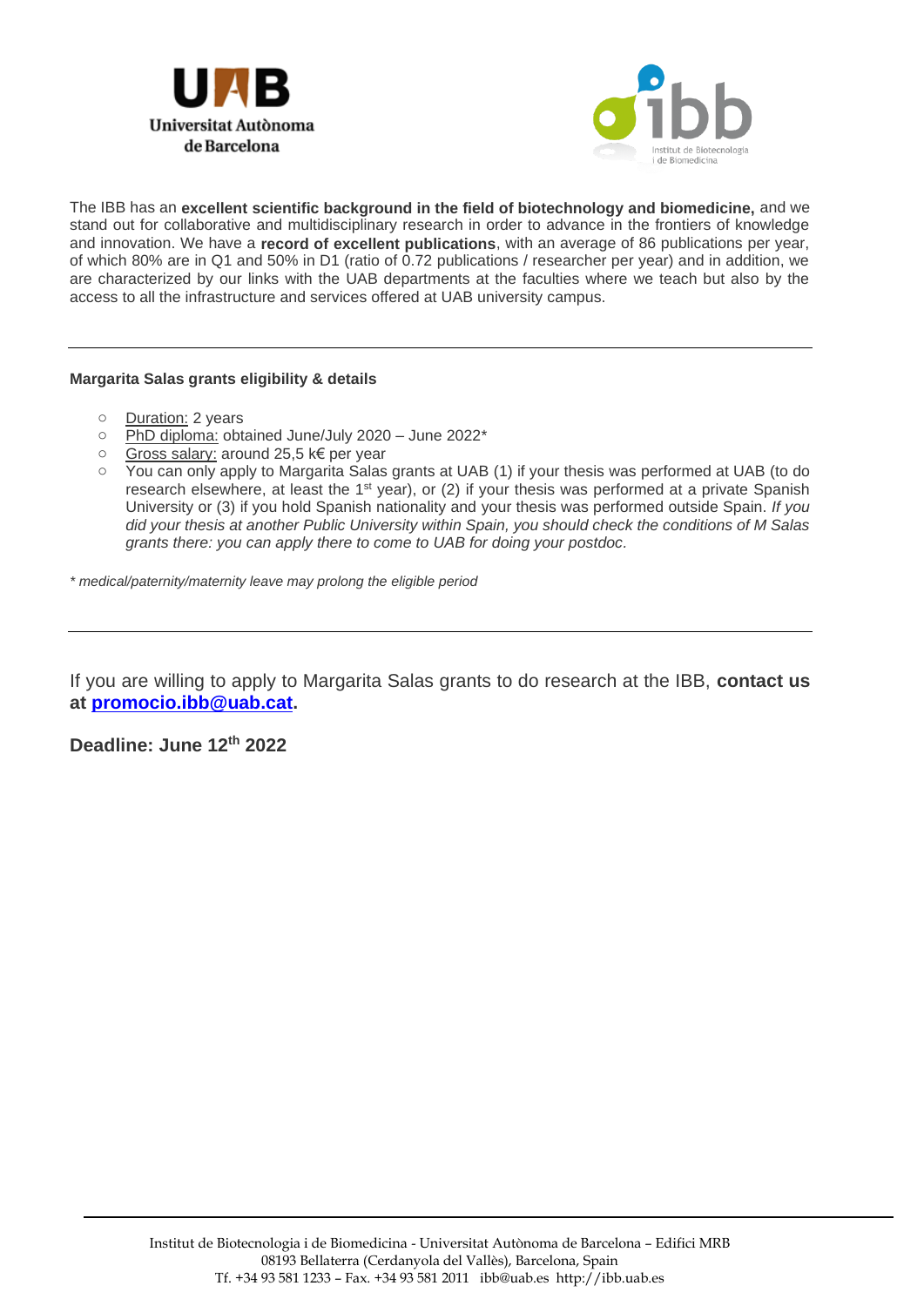The IBB has an **excellent scientific background in the field of biotechnology and biomedicine,** and we stand out for collaborative and multidisciplinary research in order to advance in the frontiers of knowledge and innovation. We have a **record of excellent publications**, with an average of 86 publications per year, of which 80% are in Q1 and 50% in D1 (ratio of 0.72 publications / researcher per year) and in addition, we are characterized by our links with the UAB departments at the faculties where we teach but also by the access to all the infrastructure and services offered at UAB university campus.

---

**Margarita Salas grants eligibility & details**

- Duration: 2 years
- PhD diploma: obtained June/July 2020 – June 2022*
- Gross salary: around 25,5 k€ per year
- You can only apply to Margarita Salas grants at UAB (1) if your thesis was performed at UAB (to do research elsewhere, at least the 1st year), or (2) if your thesis was performed at a private Spanish University or (3) if you hold Spanish nationality and your thesis was performed outside Spain. *If you did your thesis at another Public University within Spain, you should check the conditions of M Salas grants there: you can apply there to come to UAB for doing your postdoc.*

*\* medical/paternity/maternity leave may prolong the eligible period*

---

If you are willing to apply to Margarita Salas grants to do research at the IBB, **contact us at [promocio.ibb@uab.cat](mailto:promocio.ibb@uab.cat).**

**Deadline: June 12th 2022**

Institut de Biotecnologia i de Biomedicina - Universitat Autònoma de Barcelona – Edifici MRB
08193 Bellaterra (Cerdanyola del Vallès), Barcelona, Spain
Tf. +34 93 581 1233 – Fax. +34 93 581 2011 ibb@uab.es http://ibb.uab.es